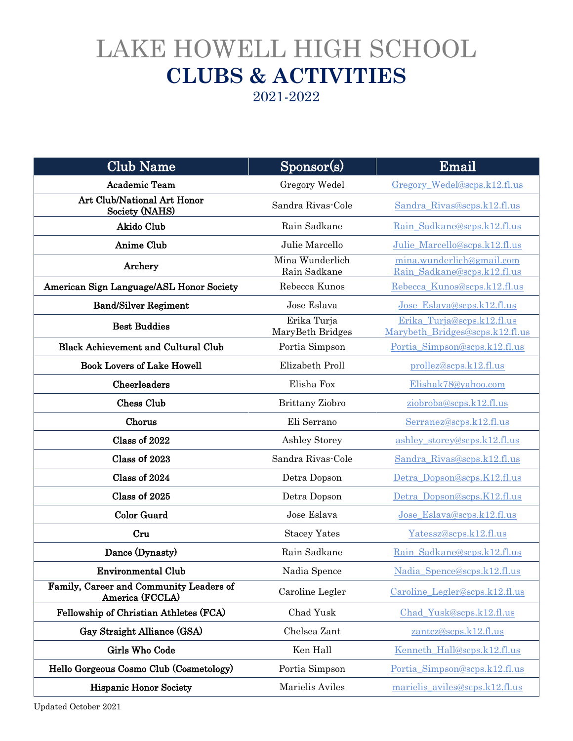# LAKE HOWELL HIGH SCHOOL

# CLUBS & ACTIVITIES

## 2021-2022

| Club Name | Sponsor(s) | Email |
|---|---|---|
| **Academic Team** | Gregory Wedel | Gregory_Wedel@scps.k12.fl.us |
| **Art Club/National Art Honor Society (NAHS)** | Sandra Rivas-Cole | Sandra_Rivas@scps.k12.fl.us |
| **Akido Club** | Rain Sadkane | Rain_Sadkane@scps.k12.fl.us |
| **Anime Club** | Julie Marcello | Julie_Marcello@scps.k12.fl.us |
| **Archery** | Mina Wunderlich<br>Rain Sadkane | mina.wunderlich@gmail.com<br>Rain_Sadkane@scps.k12.fl.us |
| **American Sign Language/ASL Honor Society** | Rebecca Kunos | Rebecca_Kunos@scps.k12.fl.us |
| **Band/Silver Regiment** | Jose Eslava | Jose_Eslava@scps.k12.fl.us |
| **Best Buddies** | Erika Turja<br>MaryBeth Bridges | Erika_Turja@scps.k12.fl.us<br>Marybeth_Bridges@scps.k12.fl.us |
| **Black Achievement and Cultural Club** | Portia Simpson | Portia_Simpson@scps.k12.fl.us |
| **Book Lovers of Lake Howell** | Elizabeth Proll | prollez@scps.k12.fl.us |
| **Cheerleaders** | Elisha Fox | Elishak78@yahoo.com |
| **Chess Club** | Brittany Ziobro | ziobroba@scps.k12.fl.us |
| **Chorus** | Eli Serrano | Serranez@scps.k12.fl.us |
| **Class of 2022** | Ashley Storey | ashley_storey@scps.k12.fl.us |
| **Class of 2023** | Sandra Rivas-Cole | Sandra_Rivas@scps.k12.fl.us |
| **Class of 2024** | Detra Dopson | Detra_Dopson@scps.K12.fl.us |
| **Class of 2025** | Detra Dopson | Detra_Dopson@scps.K12.fl.us |
| **Color Guard** | Jose Eslava | Jose_Eslava@scps.k12.fl.us |
| **Cru** | Stacey Yates | Yatessz@scps.k12.fl.us |
| **Dance (Dynasty)** | Rain Sadkane | Rain_Sadkane@scps.k12.fl.us |
| **Environmental Club** | Nadia Spence | Nadia_Spence@scps.k12.fl.us |
| **Family, Career and Community Leaders of America (FCCLA)** | Caroline Legler | Caroline_Legler@scps.k12.fl.us |
| **Fellowship of Christian Athletes (FCA)** | Chad Yusk | Chad_Yusk@scps.k12.fl.us |
| **Gay Straight Alliance (GSA)** | Chelsea Zant | zantcz@scps.k12.fl.us |
| **Girls Who Code** | Ken Hall | Kenneth_Hall@scps.k12.fl.us |
| **Hello Gorgeous Cosmo Club (Cosmetology)** | Portia Simpson | Portia_Simpson@scps.k12.fl.us |
| **Hispanic Honor Society** | Marielis Aviles | marielis_aviles@scps.k12.fl.us |

Updated October 2021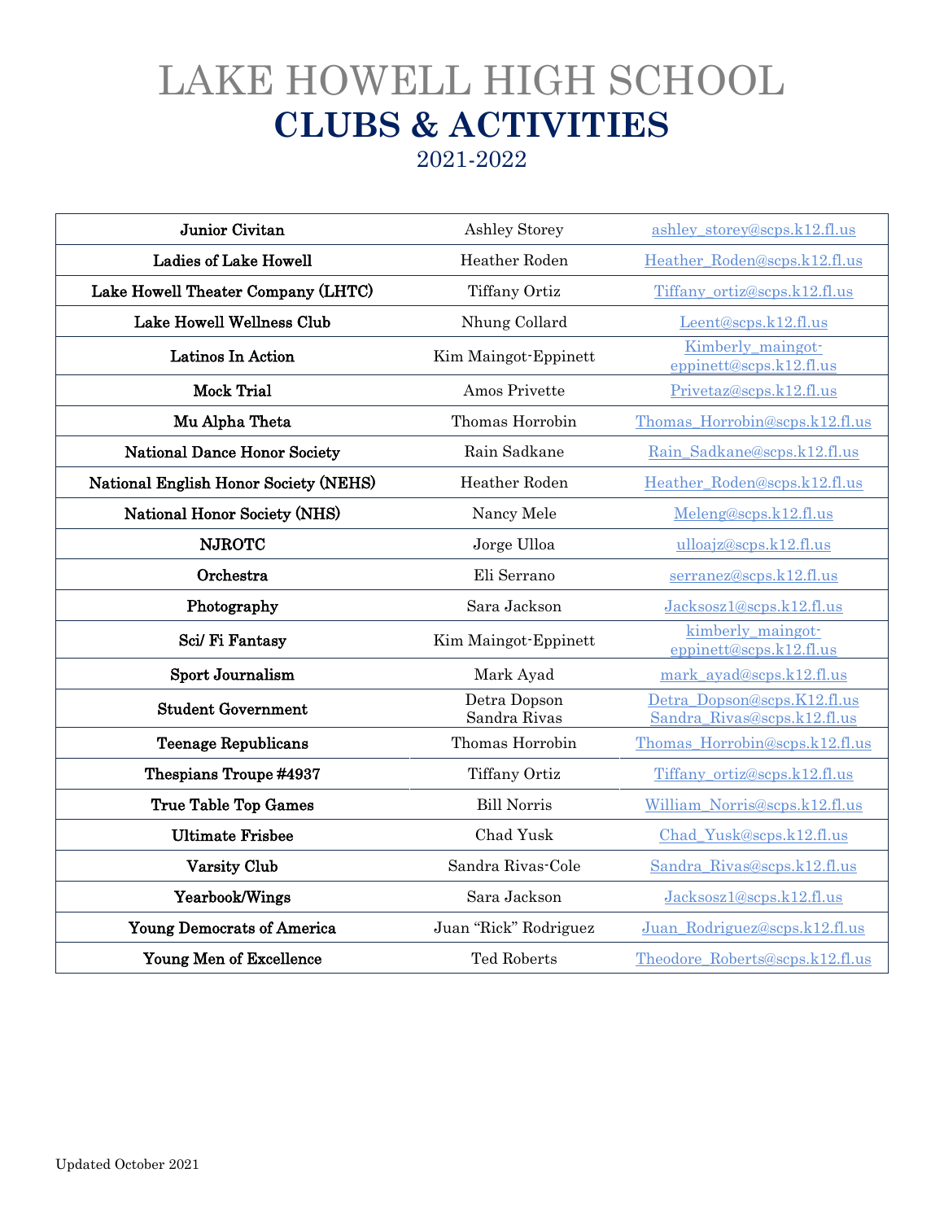# LAKE HOWELL HIGH SCHOOL
# CLUBS & ACTIVITIES
## 2021-2022

| | | |
|---|---|---|
| **Junior Civitan** | Ashley Storey | ashley_storey@scps.k12.fl.us |
| **Ladies of Lake Howell** | Heather Roden | Heather_Roden@scps.k12.fl.us |
| **Lake Howell Theater Company (LHTC)** | Tiffany Ortiz | Tiffany_ortiz@scps.k12.fl.us |
| **Lake Howell Wellness Club** | Nhung Collard | Leent@scps.k12.fl.us |
| **Latinos In Action** | Kim Maingot-Eppinett | Kimberly_maingot-eppinett@scps.k12.fl.us |
| **Mock Trial** | Amos Privette | Privetaz@scps.k12.fl.us |
| **Mu Alpha Theta** | Thomas Horrobin | Thomas_Horrobin@scps.k12.fl.us |
| **National Dance Honor Society** | Rain Sadkane | Rain_Sadkane@scps.k12.fl.us |
| **National English Honor Society (NEHS)** | Heather Roden | Heather_Roden@scps.k12.fl.us |
| **National Honor Society (NHS)** | Nancy Mele | Meleng@scps.k12.fl.us |
| **NJROTC** | Jorge Ulloa | ulloajz@scps.k12.fl.us |
| **Orchestra** | Eli Serrano | serranez@scps.k12.fl.us |
| **Photography** | Sara Jackson | Jacksosz1@scps.k12.fl.us |
| **Sci/ Fi Fantasy** | Kim Maingot-Eppinett | kimberly_maingot-eppinett@scps.k12.fl.us |
| **Sport Journalism** | Mark Ayad | mark_ayad@scps.k12.fl.us |
| **Student Government** | Detra Dopson<br>Sandra Rivas | Detra_Dopson@scps.K12.fl.us<br>Sandra_Rivas@scps.k12.fl.us |
| **Teenage Republicans** | Thomas Horrobin | Thomas_Horrobin@scps.k12.fl.us |
| **Thespians Troupe #4937** | Tiffany Ortiz | Tiffany_ortiz@scps.k12.fl.us |
| **True Table Top Games** | Bill Norris | William_Norris@scps.k12.fl.us |
| **Ultimate Frisbee** | Chad Yusk | Chad_Yusk@scps.k12.fl.us |
| **Varsity Club** | Sandra Rivas-Cole | Sandra_Rivas@scps.k12.fl.us |
| **Yearbook/Wings** | Sara Jackson | Jacksosz1@scps.k12.fl.us |
| **Young Democrats of America** | Juan "Rick" Rodriguez | Juan_Rodriguez@scps.k12.fl.us |
| **Young Men of Excellence** | Ted Roberts | Theodore_Roberts@scps.k12.fl.us |

Updated October 2021